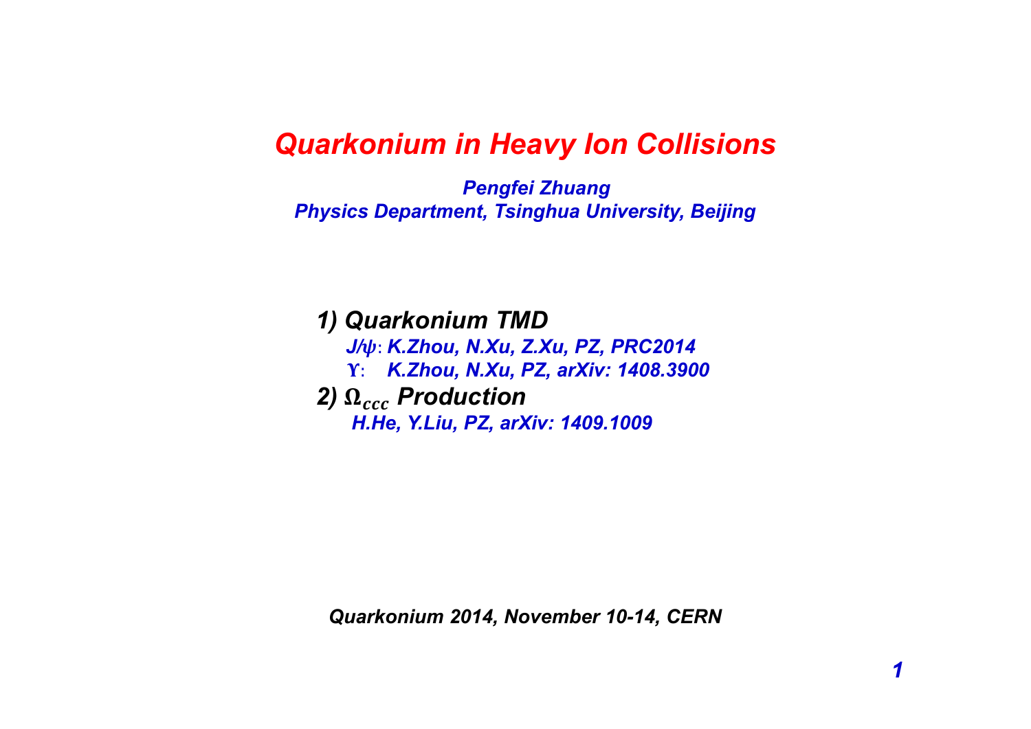# *Quarkonium in Heavy Ion Collisions*

***Pengfei Zhuang***
***Physics Department, Tsinghua University, Beijing***

***1) Quarkonium TMD***

- *$J/\psi$: K.Zhou, N.Xu, Z.Xu, PZ, PRC2014*
- *$\Upsilon$: K.Zhou, N.Xu, PZ, arXiv: 1408.3900*

***2) $\Omega_{ccc}$ Production***

- *H.He, Y.Liu, PZ, arXiv: 1409.1009*

***Quarkonium 2014, November 10-14, CERN***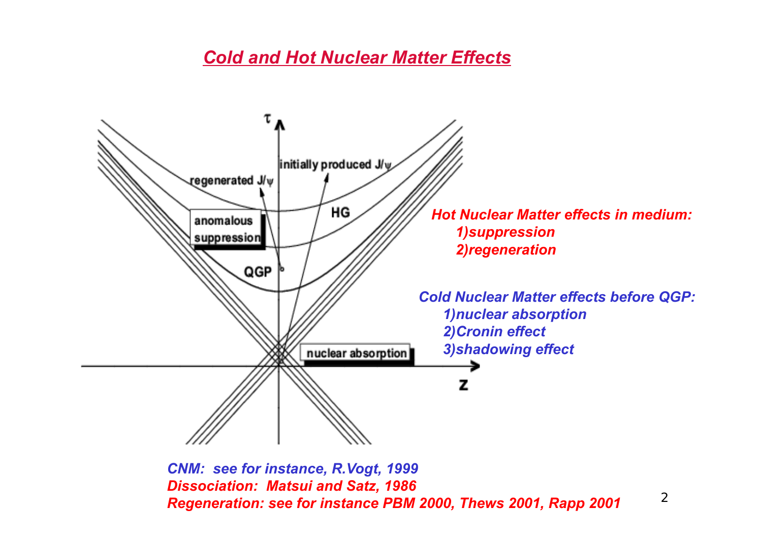## *Cold and Hot Nuclear Matter Effects*

*Hot Nuclear Matter effects in medium:*

1. *suppression*
2. *regeneration*

*Cold Nuclear Matter effects before QGP:*

1. *nuclear absorption*
2. *Cronin effect*
3. *shadowing effect*

*CNM: see for instance, R.Vogt, 1999*
*Dissociation: Matsui and Satz, 1986*
*Regeneration: see for instance PBM 2000, Thews 2001, Rapp 2001*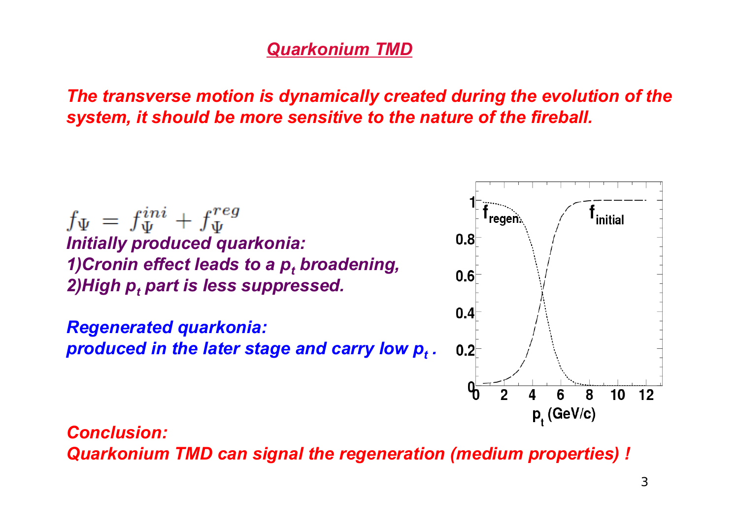# Quarkonium TMD

*The transverse motion is dynamically created during the evolution of the system, it should be more sensitive to the nature of the fireball.*

$$f_\Psi = f_\Psi^{ini} + f_\Psi^{reg}$$

*Initially produced quarkonia:*
*1)Cronin effect leads to a $p_t$ broadening,*
*2)High $p_t$ part is less suppressed.*

*Regenerated quarkonia:*
*produced in the later stage and carry low $p_t$ .*

*Conclusion:*
*Quarkonium TMD can signal the regeneration (medium properties) !*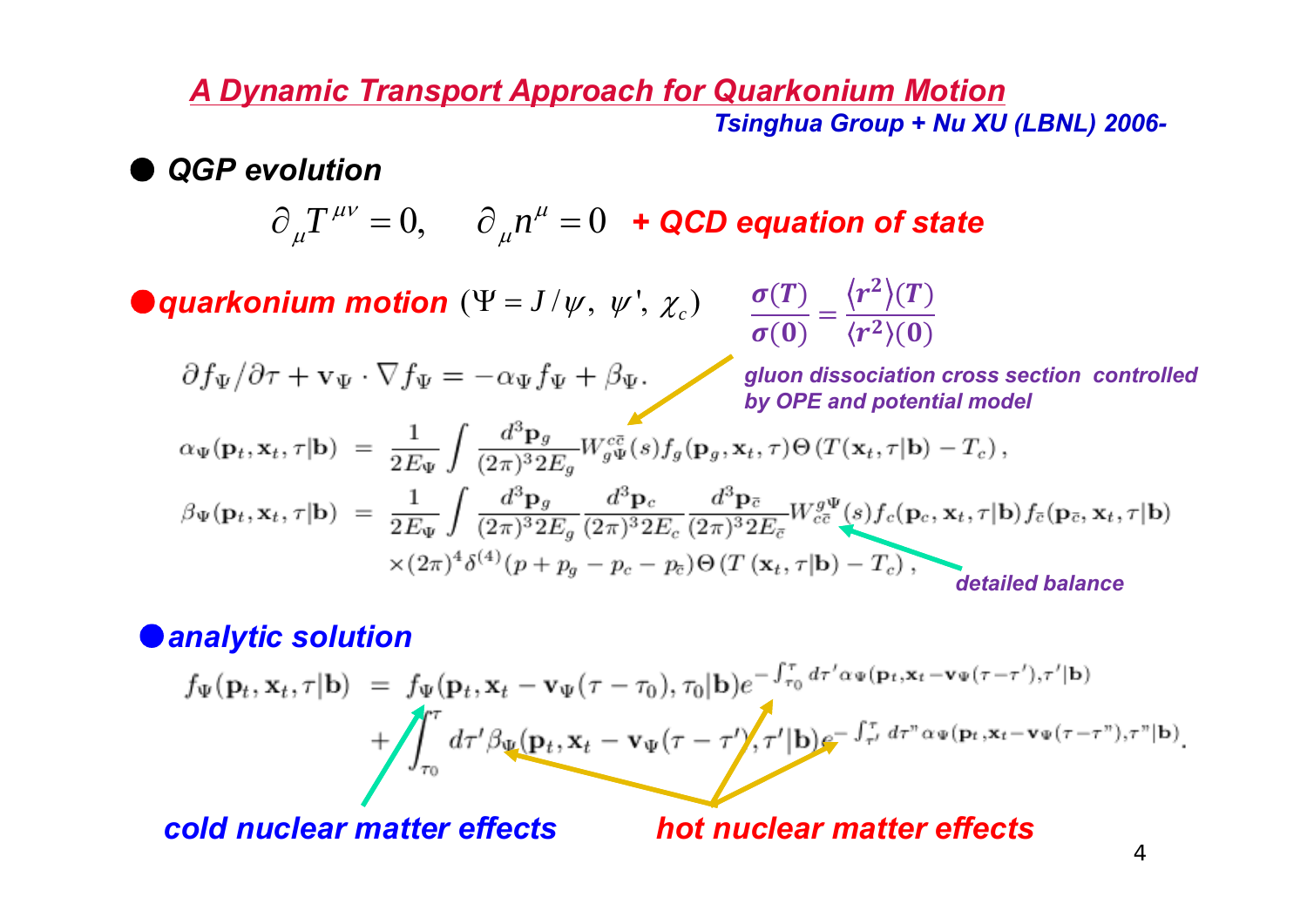# *A Dynamic Transport Approach for Quarkonium Motion*

***Tsinghua Group + Nu XU (LBNL) 2006-***

- ***QGP evolution***

$$\partial_\mu T^{\mu\nu} = 0, \quad \partial_\mu n^\mu = 0 \quad \textbf{+ QCD equation of state}$$

- ***quarkonium motion*** $(\Psi = J/\psi,\ \psi',\ \chi_c)$

$$\frac{\sigma(T)}{\sigma(0)} = \frac{\langle r^2\rangle(T)}{\langle r^2\rangle(0)}$$

$$\partial f_\Psi/\partial\tau + \mathbf{v}_\Psi \cdot \nabla f_\Psi = -\alpha_\Psi f_\Psi + \beta_\Psi.$$

***gluon dissociation cross section controlled by OPE and potential model***

$$\alpha_\Psi(\mathbf{p}_t, \mathbf{x}_t, \tau|\mathbf{b}) = \frac{1}{2E_\Psi}\int \frac{d^3\mathbf{p}_g}{(2\pi)^3 2E_g} W_{g\Psi}^{c\bar{c}}(s) f_g(\mathbf{p}_g, \mathbf{x}_t, \tau)\Theta\left(T(\mathbf{x}_t, \tau|\mathbf{b}) - T_c\right),$$

$$\beta_\Psi(\mathbf{p}_t, \mathbf{x}_t, \tau|\mathbf{b}) = \frac{1}{2E_\Psi}\int \frac{d^3\mathbf{p}_g}{(2\pi)^3 2E_g}\frac{d^3\mathbf{p}_c}{(2\pi)^3 2E_c}\frac{d^3\mathbf{p}_{\bar{c}}}{(2\pi)^3 2E_{\bar{c}}} W_{c\bar{c}}^{g\Psi}(s) f_c(\mathbf{p}_c, \mathbf{x}_t, \tau|\mathbf{b}) f_{\bar{c}}(\mathbf{p}_{\bar{c}}, \mathbf{x}_t, \tau|\mathbf{b}) \times (2\pi)^4\delta^{(4)}(p + p_g - p_c - p_{\bar{c}})\Theta\left(T(\mathbf{x}_t, \tau|\mathbf{b}) - T_c\right),$$

***detailed balance***

- ***analytic solution***

$$f_\Psi(\mathbf{p}_t, \mathbf{x}_t, \tau|\mathbf{b}) = f_\Psi(\mathbf{p}_t, \mathbf{x}_t - \mathbf{v}_\Psi(\tau-\tau_0), \tau_0|\mathbf{b})e^{-\int_{\tau_0}^{\tau} d\tau' \alpha_\Psi(\mathbf{p}_t, \mathbf{x}_t - \mathbf{v}_\Psi(\tau-\tau'), \tau'|\mathbf{b})} + \int_{\tau_0}^{\tau} d\tau' \beta_\Psi(\mathbf{p}_t, \mathbf{x}_t - \mathbf{v}_\Psi(\tau-\tau'), \tau'|\mathbf{b}) e^{-\int_{\tau'}^{\tau} d\tau'' \alpha_\Psi(\mathbf{p}_t, \mathbf{x}_t - \mathbf{v}_\Psi(\tau-\tau''), \tau''|\mathbf{b})}.$$

***cold nuclear matter effects*** ***hot nuclear matter effects***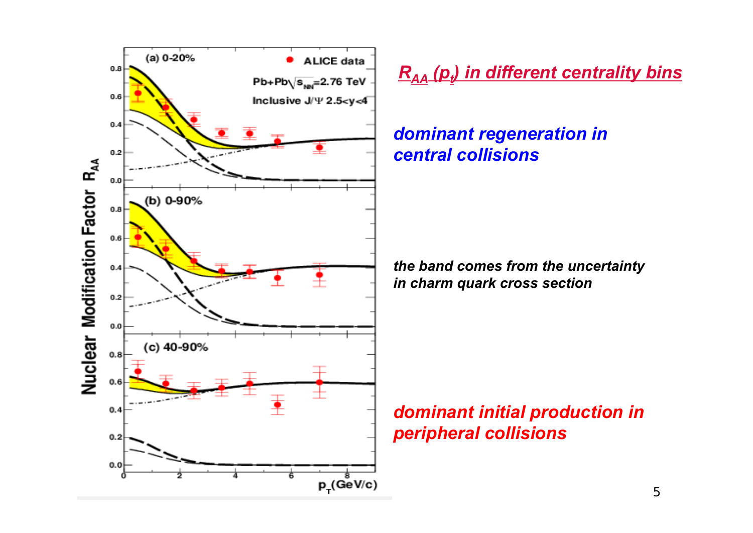## $R_{AA}$ ($p_t$) in different centrality bins

***dominant regeneration in central collisions***

*the band comes from the uncertainty in charm quark cross section*

***dominant initial production in peripheral collisions***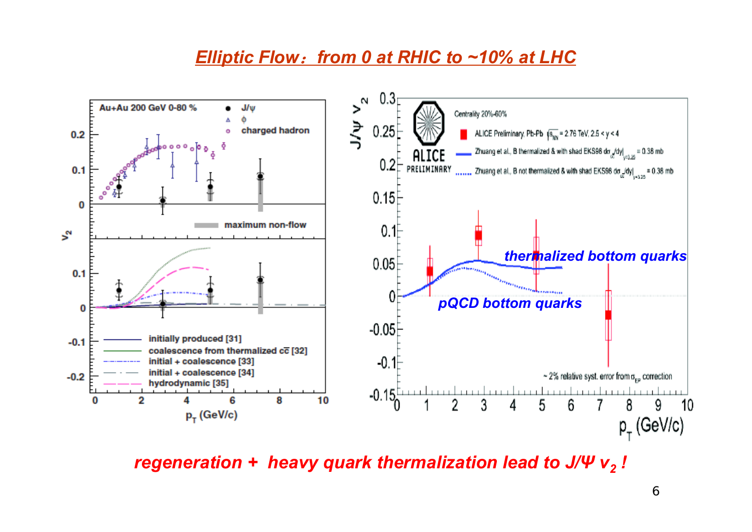# Elliptic Flow: from 0 at RHIC to ~10% at LHC

Au+Au 200 GeV 0-80 %

- J/ψ
- φ
- charged hadron

maximum non-flow

- initially produced [31]
- coalescence from thermalized $c\bar{c}$ [32]
- initial + coalescence [33]
- initial + coalescence [34]
- hydrodynamic [35]

Centrality 20%-60%

- ALICE Preliminary, Pb-Pb $\sqrt{s_{NN}}$ = 2.76 TeV, 2.5 < y < 4
- Zhuang et al., B thermalized & with shad EKS98 $d\sigma_{c\bar{c}}/dy|_{y=3.25}$ = 0.38 mb
- Zhuang et al., B not thermalized & with shad EKS98 $d\sigma_{c\bar{c}}/dy|_{y=3.25}$ = 0.38 mb

thermalized bottom quarks

pQCD bottom quarks

~ 2% relative syst. error from $\sigma_{EP}$ correction

***regeneration + heavy quark thermalization lead to J/Ψ $v_2$ !***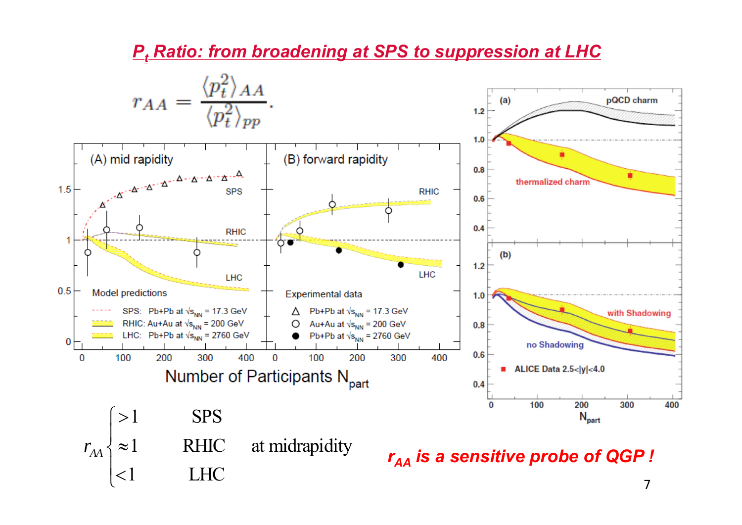# $P_t$ Ratio: from broadening at SPS to suppression at LHC

$$r_{AA} = \frac{\langle p_t^2 \rangle_{AA}}{\langle p_t^2 \rangle_{pp}}.$$

$$r_{AA} \begin{cases} >1 & \text{SPS} \\ \approx 1 & \text{RHIC} \quad \text{at midrapidity} \\ <1 & \text{LHC} \end{cases}$$

***$r_{AA}$ is a sensitive probe of QGP !***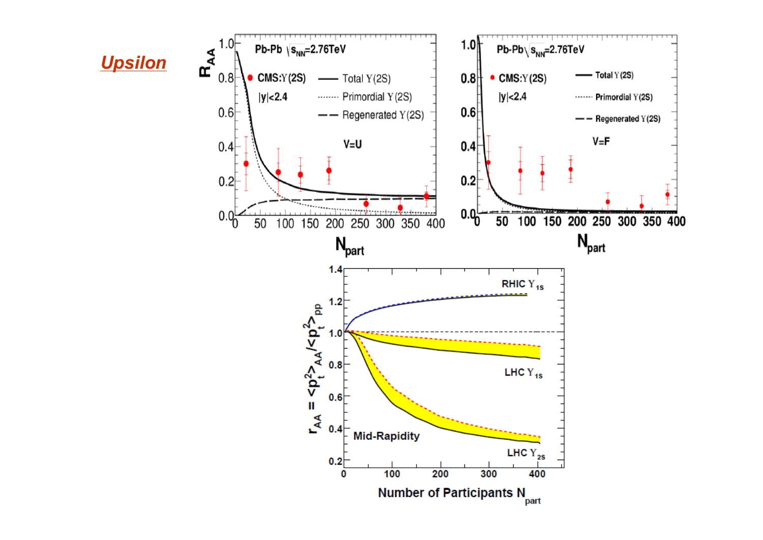# *Upsilon*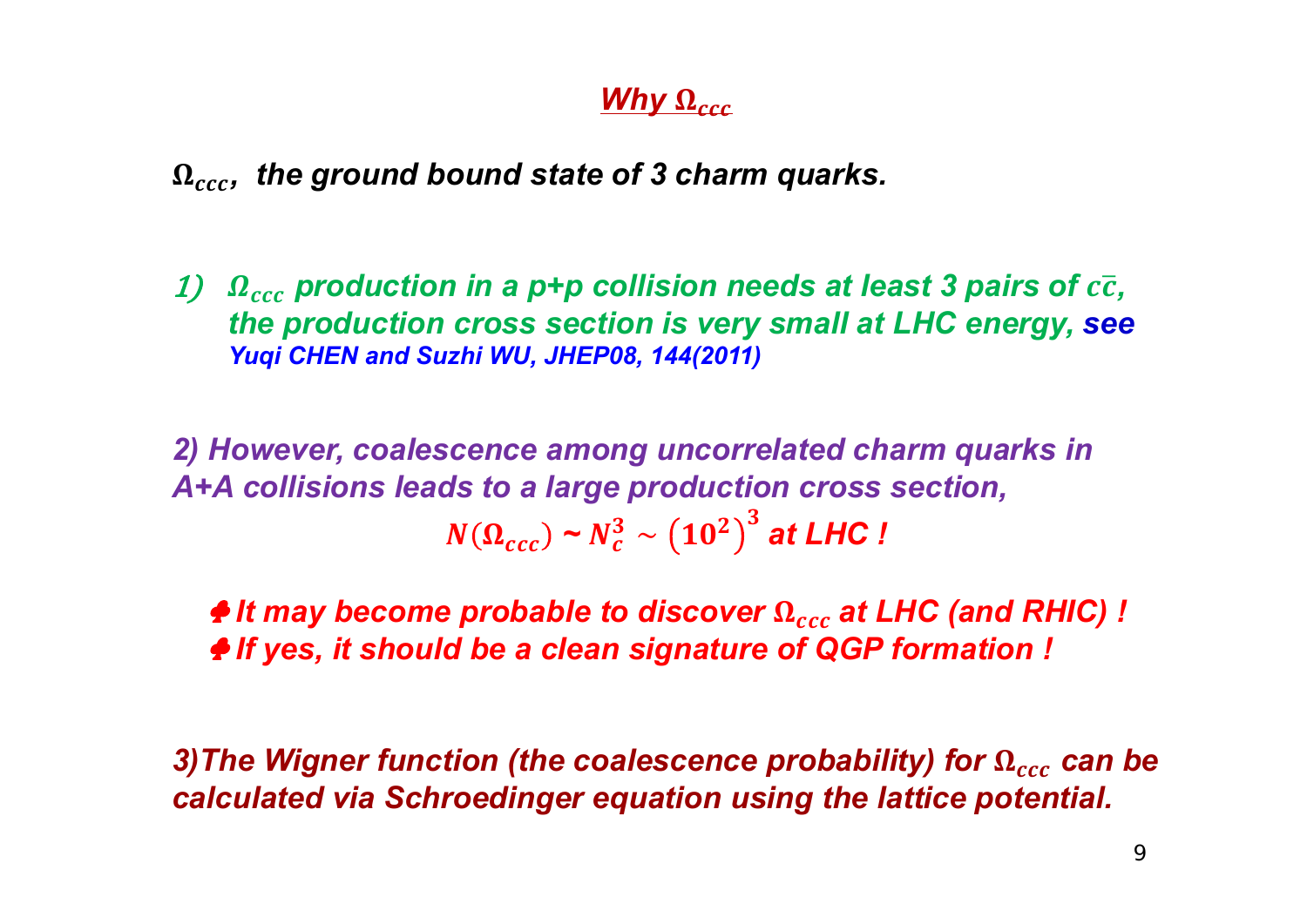## *Why $\Omega_{ccc}$*

***$\Omega_{ccc}$, the ground bound state of 3 charm quarks.***

1) ***$\Omega_{ccc}$ production in a p+p collision needs at least 3 pairs of $c\bar{c}$, the production cross section is very small at LHC energy, see** Yuqi CHEN and Suzhi WU, JHEP08, 144(2011)*

***2) However, coalescence among uncorrelated charm quarks in A+A collisions leads to a large production cross section,***

$$N(\Omega_{ccc}) \sim N_c^3 \sim \left(10^2\right)^3 \text{ at LHC !}$$

- ***It may become probable to discover $\Omega_{ccc}$ at LHC (and RHIC) !***
- ***If yes, it should be a clean signature of QGP formation !***

***3)The Wigner function (the coalescence probability) for $\Omega_{ccc}$ can be calculated via Schroedinger equation using the lattice potential.***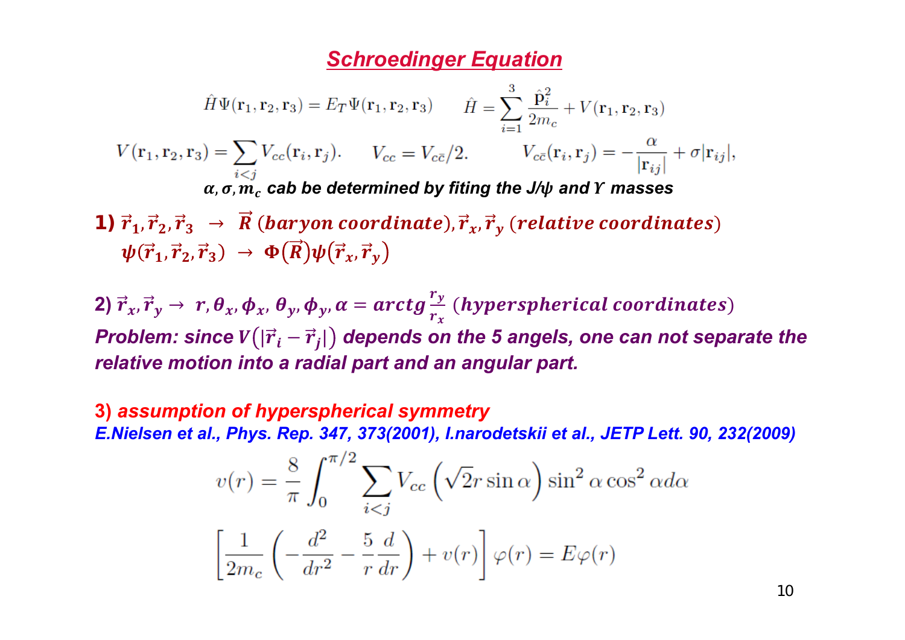## Schroedinger Equation

$$\hat{H}\Psi(\mathbf{r}_1, \mathbf{r}_2, \mathbf{r}_3) = E_T \Psi(\mathbf{r}_1, \mathbf{r}_2, \mathbf{r}_3) \qquad \hat{H} = \sum_{i=1}^{3} \frac{\hat{\mathbf{p}}_i^2}{2m_c} + V(\mathbf{r}_1, \mathbf{r}_2, \mathbf{r}_3)$$

$$V(\mathbf{r}_1, \mathbf{r}_2, \mathbf{r}_3) = \sum_{i<j} V_{cc}(\mathbf{r}_i, \mathbf{r}_j). \qquad V_{cc} = V_{c\bar{c}}/2. \qquad V_{c\bar{c}}(\mathbf{r}_i, \mathbf{r}_j) = -\frac{\alpha}{|\mathbf{r}_{ij}|} + \sigma|\mathbf{r}_{ij}|,$$

***$\alpha, \sigma, m_c$ cab be determined by fiting the J/ψ and $\Upsilon$ masses***

**1)** $\vec{r}_1, \vec{r}_2, \vec{r}_3 \;\rightarrow\; \vec{R}$ *(baryon coordinate)*, $\vec{r}_x, \vec{r}_y$ *(relative coordinates)*

$\psi(\vec{r}_1, \vec{r}_2, \vec{r}_3) \;\rightarrow\; \Phi(\vec{R})\psi(\vec{r}_x, \vec{r}_y)$

**2)** $\vec{r}_x, \vec{r}_y \rightarrow\; r, \theta_x, \phi_x, \theta_y, \phi_y, \alpha = arctg\frac{r_y}{r_x}$ *(hyperspherical coordinates)*

***Problem: since $V(|\vec{r}_i - \vec{r}_j|)$ depends on the 5 angels, one can not separate the relative motion into a radial part and an angular part.***

**3)** ***assumption of hyperspherical symmetry***

***E.Nielsen et al., Phys. Rep. 347, 373(2001), I.narodetskii et al., JETP Lett. 90, 232(2009)***

$$v(r) = \frac{8}{\pi}\int_0^{\pi/2} \sum_{i<j} V_{cc}\left(\sqrt{2}r\sin\alpha\right)\sin^2\alpha\cos^2\alpha d\alpha$$

$$\left[\frac{1}{2m_c}\left(-\frac{d^2}{dr^2} - \frac{5}{r}\frac{d}{dr}\right) + v(r)\right]\varphi(r) = E\varphi(r)$$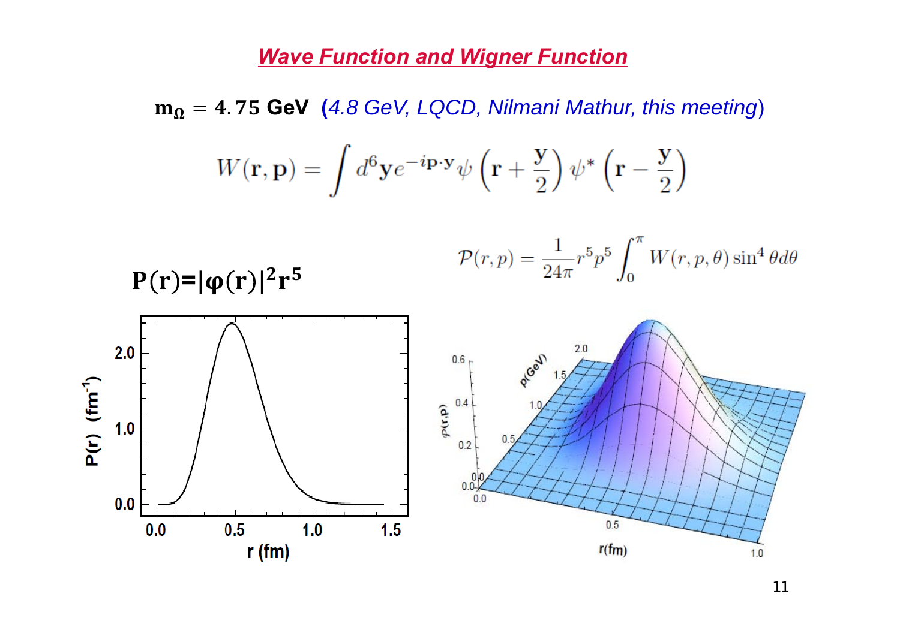## *Wave Function and Wigner Function*

$\mathbf{m}_{\Omega} = \mathbf{4.75}$ **GeV** (*4.8 GeV, LQCD, Nilmani Mathur, this meeting*)

$$W(\mathbf{r}, \mathbf{p}) = \int d^6\mathbf{y} e^{-i\mathbf{p}\cdot\mathbf{y}} \psi\left(\mathbf{r} + \frac{\mathbf{y}}{2}\right) \psi^*\left(\mathbf{r} - \frac{\mathbf{y}}{2}\right)$$

$$\mathcal{P}(r, p) = \frac{1}{24\pi} r^5 p^5 \int_0^{\pi} W(r, p, \theta) \sin^4\theta d\theta$$

$$\mathbf{P(r)} = |\boldsymbol{\varphi}(\mathbf{r})|^2 \mathbf{r}^5$$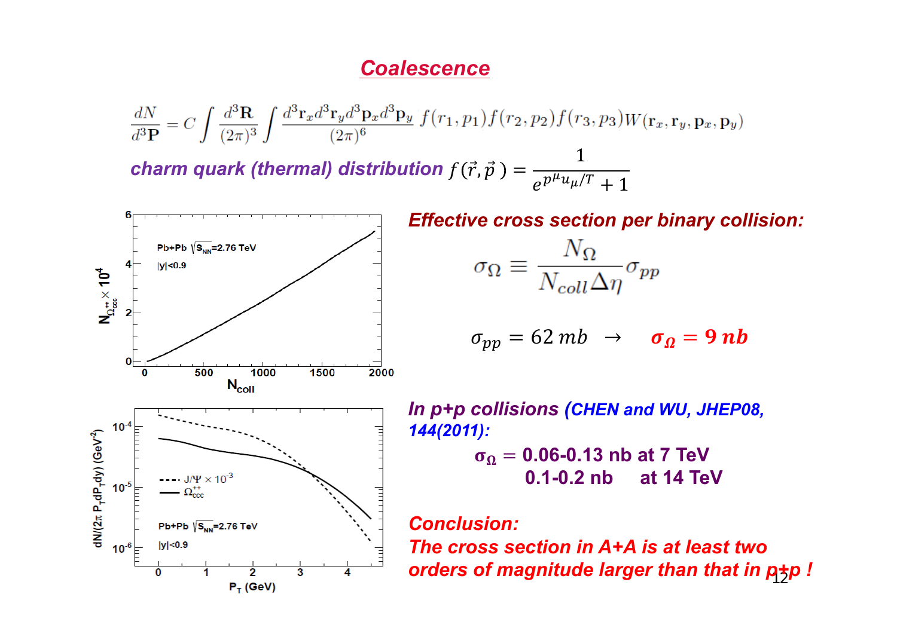# Coalescence

$$\frac{dN}{d^3\mathbf{P}} = C \int \frac{d^3\mathbf{R}}{(2\pi)^3} \int \frac{d^3\mathbf{r}_x d^3\mathbf{r}_y d^3\mathbf{p}_x d^3\mathbf{p}_y}{(2\pi)^6} f(r_1, p_1) f(r_2, p_2) f(r_3, p_3) W(\mathbf{r}_x, \mathbf{r}_y, \mathbf{p}_x, \mathbf{p}_y)$$

*charm quark (thermal) distribution* $f(\vec{r}, \vec{p}) = \dfrac{1}{e^{p^\mu u_\mu / T} + 1}$

***Effective cross section per binary collision:***

$$\sigma_\Omega \equiv \frac{N_\Omega}{N_{coll} \Delta\eta} \sigma_{pp}$$

$$\sigma_{pp} = 62\, mb \;\; \rightarrow \;\; \boldsymbol{\sigma_\Omega = 9\, nb}$$

***In p+p collisions (CHEN and WU, JHEP08, 144(2011):***

$\sigma_\Omega$ = 0.06-0.13 nb at 7 TeV

0.1-0.2 nb at 14 TeV

***Conclusion:***

***The cross section in A+A is at least two orders of magnitude larger than that in p+p !***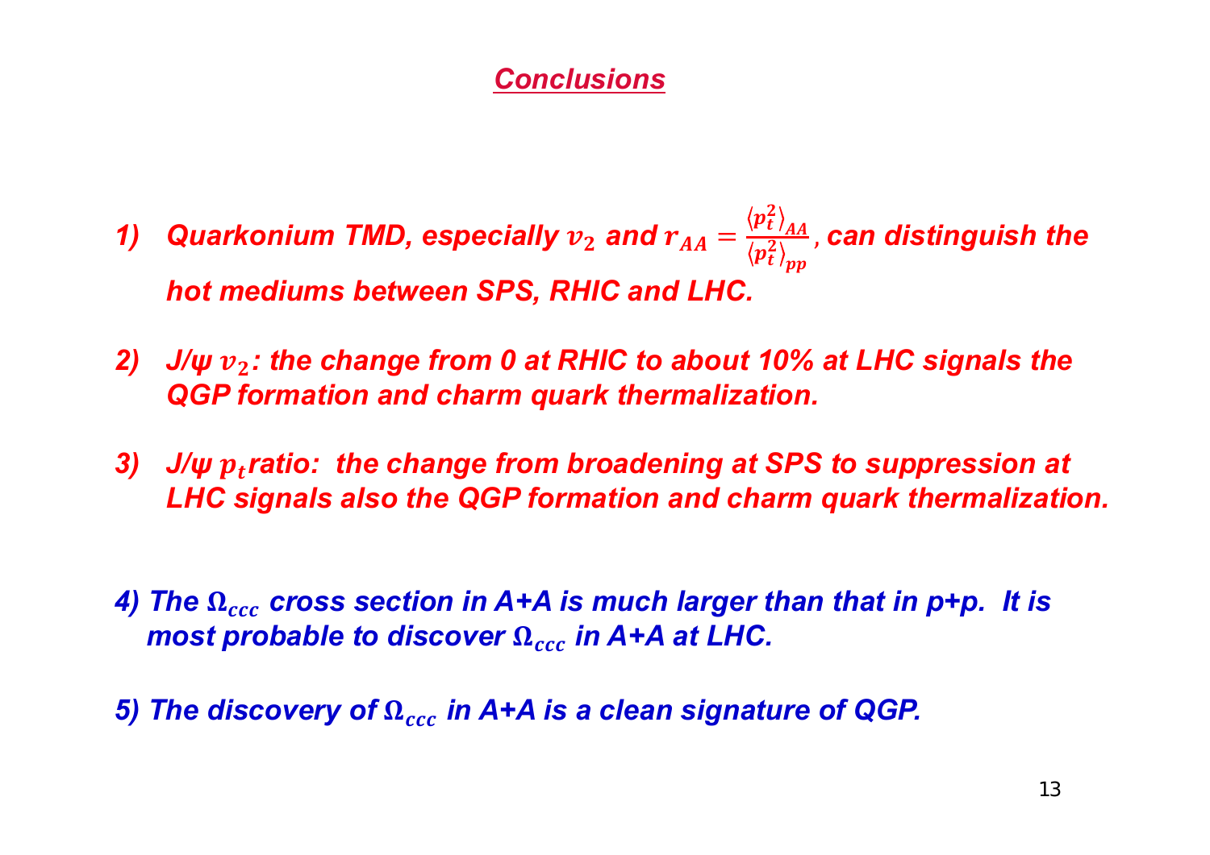# *Conclusions*

1) ***Quarkonium TMD, especially $v_2$ and $r_{AA} = \frac{\langle p_t^2 \rangle_{AA}}{\langle p_t^2 \rangle_{pp}}$, can distinguish the hot mediums between SPS, RHIC and LHC.***

2) ***J/ψ $v_2$: the change from 0 at RHIC to about 10% at LHC signals the QGP formation and charm quark thermalization.***

3) ***J/ψ $p_t$ ratio: the change from broadening at SPS to suppression at LHC signals also the QGP formation and charm quark thermalization.***

4) ***The $\Omega_{ccc}$ cross section in A+A is much larger than that in p+p. It is most probable to discover $\Omega_{ccc}$ in A+A at LHC.***

5) ***The discovery of $\Omega_{ccc}$ in A+A is a clean signature of QGP.***